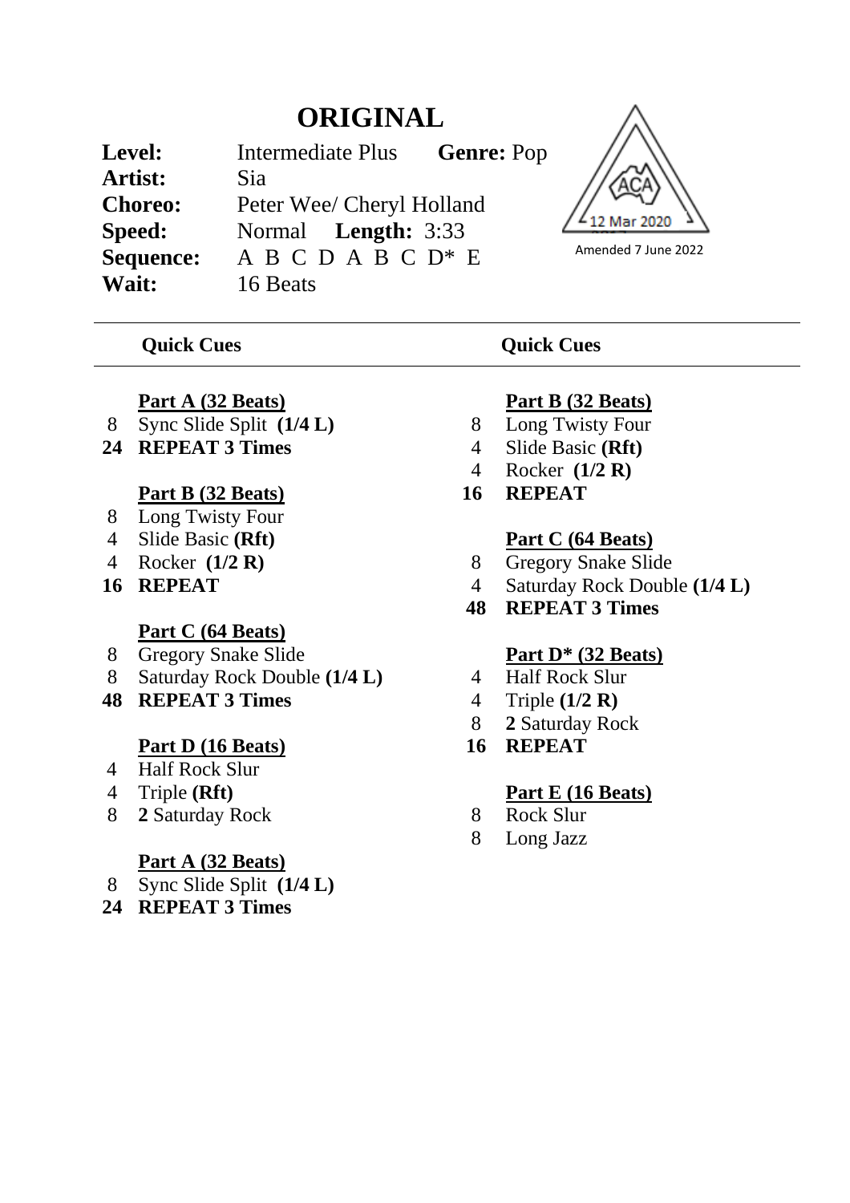# ORIGINAL

**Level:** Intermediate Plus **Genre:** Pop
**Artist:** Sia
**Choreo:** Peter Wee/ Cheryl Holland
**Speed:** Normal **Length:** 3:33
**Sequence:** A B C D A B C D* E
**Wait:** 16 Beats

ACA 12 Mar 2020

Amended 7 June 2022

---

**Quick Cues**

**Part A (32 Beats)**

8 Sync Slide Split **(1/4 L)**
**24 REPEAT 3 Times**

**Part B (32 Beats)**

8 Long Twisty Four
4 Slide Basic **(Rft)**
4 Rocker **(1/2 R)**
**16 REPEAT**

**Part C (64 Beats)**

8 Gregory Snake Slide
8 Saturday Rock Double **(1/4 L)**
**48 REPEAT 3 Times**

**Part D (16 Beats)**

4 Half Rock Slur
4 Triple **(Rft)**
8 **2** Saturday Rock

**Part A (32 Beats)**

8 Sync Slide Split **(1/4 L)**
**24 REPEAT 3 Times**

**Quick Cues**

**Part B (32 Beats)**

8 Long Twisty Four
4 Slide Basic **(Rft)**
4 Rocker **(1/2 R)**
**16 REPEAT**

**Part C (64 Beats)**

8 Gregory Snake Slide
4 Saturday Rock Double **(1/4 L)**
**48 REPEAT 3 Times**

**Part D* (32 Beats)**

4 Half Rock Slur
4 Triple **(1/2 R)**
8 **2** Saturday Rock
**16 REPEAT**

**Part E (16 Beats)**

8 Rock Slur
8 Long Jazz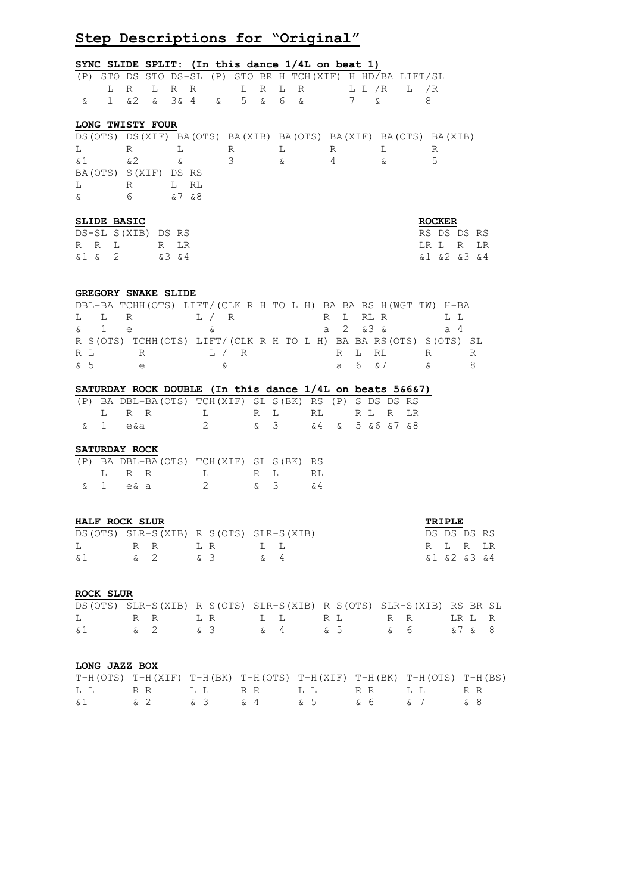## Step Descriptions for "Original"

**SYNC SLIDE SPLIT: (In this dance 1/4L on beat 1)**

```
(P) STO DS STO DS-SL (P) STO BR H TCH(XIF) H HD/BA LIFT/SL
    L   R  L   R  R      L   R  L  R        L L /R  L   /R
 &  1   &2 &   3& 4   &  5   &  6  &        7   &       8
```

**LONG TWISTY FOUR**

```
DS(OTS) DS(XIF) BA(OTS) BA(XIB) BA(OTS) BA(XIF) BA(OTS) BA(XIB)
L       R       L       R       L       R       L       R
&1      &2      &       3       &       4       &       5
BA(OTS) S(XIF) DS RS
L       R      L  RL
&       6      &7 &8
```

**SLIDE BASIC**

```
DS-SL S(XIB) DS RS
R R   L      R  LR
&1 &  2      &3 &4
```

**ROCKER**

```
RS DS DS RS
LR L  R  LR
&1 &2 &3 &4
```

**GREGORY SNAKE SLIDE**

```
DBL-BA TCHH(OTS) LIFT/(CLK R H TO L H) BA BA RS H(WGT TW) H-BA
L  L   R         L / R                 R  L  RL R         L L
&  1   e           &                   a  2  &3 &         a 4
R S(OTS) TCHH(OTS) LIFT/(CLK R H TO L H) BA BA RS(OTS) S(OTS) SL
R L      R         L / R                 R  L  RL      R      R
& 5      e           &                   a  6  &7      &      8
```

**SATURDAY ROCK DOUBLE (In this dance 1/4L on beats 5&6&7)**

```
(P) BA DBL-BA(OTS) TCH(XIF) SL S(BK) RS (P) S DS DS RS
    L  R R         L        R  L     RL     R L  R  LR
 &  1  e&a         2        &  3     &4  &  5 &6 &7 &8
```

**SATURDAY ROCK**

```
(P) BA DBL-BA(OTS) TCH(XIF) SL S(BK) RS
    L  R R         L        R  L     RL
 &  1  e& a        2        &  3     &4
```

**HALF ROCK SLUR**

```
DS(OTS) SLR-S(XIB) R S(OTS) SLR-S(XIB)
L       R R        L R      L L
&1      & 2        & 3      & 4
```

**TRIPLE**

```
DS DS DS RS
R  L  R  LR
&1 &2 &3 &4
```

**ROCK SLUR**

```
DS(OTS) SLR-S(XIB) R S(OTS) SLR-S(XIB) R S(OTS) SLR-S(XIB) RS BR SL
L       R R        L R      L L        R L      R R        LR L  R
&1      & 2        & 3      & 4        & 5      & 6        &7 &  8
```

**LONG JAZZ BOX**

```
T-H(OTS) T-H(XIF) T-H(BK) T-H(OTS) T-H(XIF) T-H(BK) T-H(OTS) T-H(BS)
L L      R R      L L     R R      L L      R R     L L      R R
&1       & 2      & 3     & 4      & 5      & 6     & 7      & 8
```